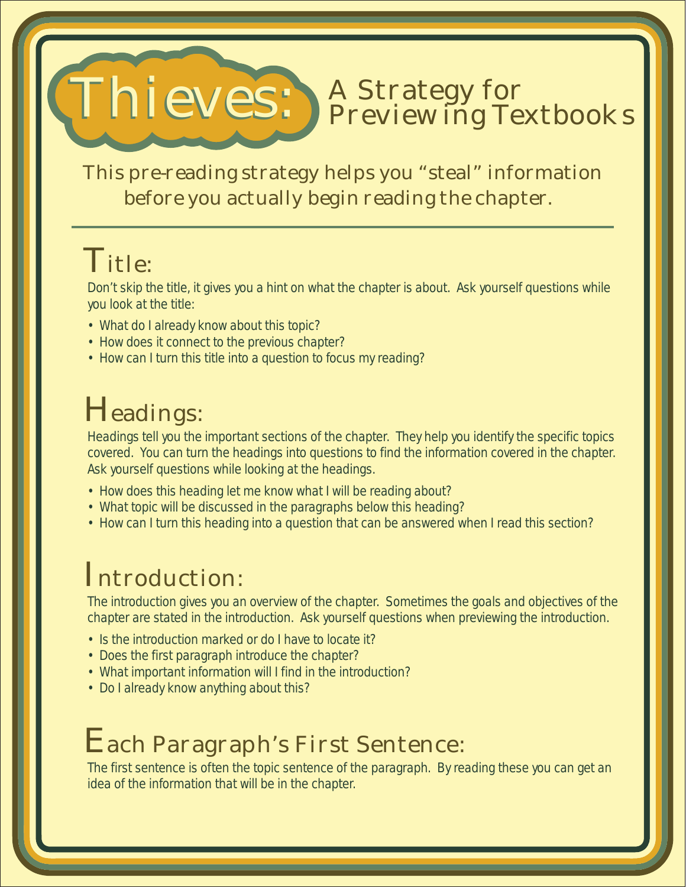# Thieves: A Strategy for Previewing Textbooks

This pre-reading strategy helps you "steal" information before you actually begin reading the chapter.

---

## Title:

Don't skip the title, it gives you a hint on what the chapter is about. Ask yourself questions while you look at the title:

- What do I already know about this topic?
- How does it connect to the previous chapter?
- How can I turn this title into a question to focus my reading?

## Headings:

Headings tell you the important sections of the chapter. They help you identify the specific topics covered. You can turn the headings into questions to find the information covered in the chapter. Ask yourself questions while looking at the headings.

- How does this heading let me know what I will be reading about?
- What topic will be discussed in the paragraphs below this heading?
- How can I turn this heading into a question that can be answered when I read this section?

## Introduction:

The introduction gives you an overview of the chapter. Sometimes the goals and objectives of the chapter are stated in the introduction. Ask yourself questions when previewing the introduction.

- Is the introduction marked or do I have to locate it?
- Does the first paragraph introduce the chapter?
- What important information will I find in the introduction?
- Do I already know anything about this?

## Each Paragraph's First Sentence:

The first sentence is often the topic sentence of the paragraph. By reading these you can get an idea of the information that will be in the chapter.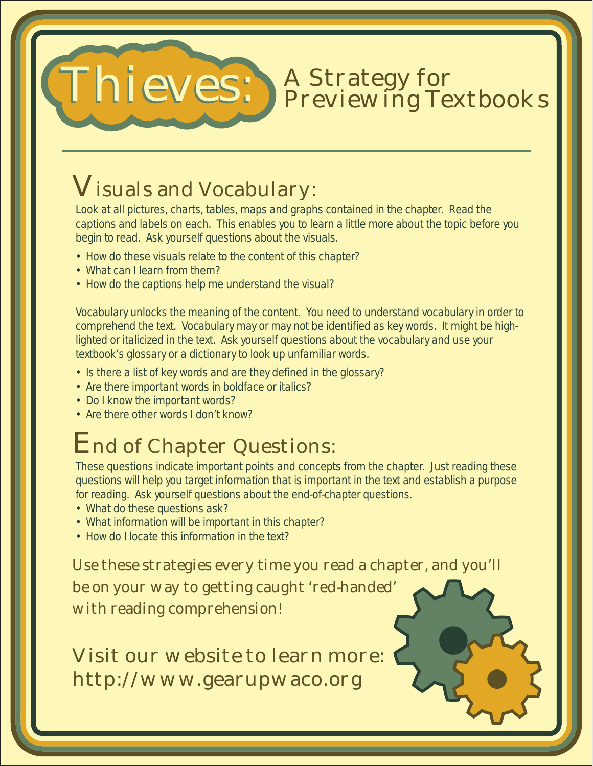# Thieves: A Strategy for Previewing Textbooks

## Visuals and Vocabulary:

Look at all pictures, charts, tables, maps and graphs contained in the chapter. Read the captions and labels on each. This enables you to learn a little more about the topic before you begin to read. Ask yourself questions about the visuals.

- How do these visuals relate to the content of this chapter?
- What can I learn from them?
- How do the captions help me understand the visual?

Vocabulary unlocks the meaning of the content. You need to understand vocabulary in order to comprehend the text. Vocabulary may or may not be identified as key words. It might be high-lighted or italicized in the text. Ask yourself questions about the vocabulary and use your textbook's glossary or a dictionary to look up unfamiliar words.

- Is there a list of key words and are they defined in the glossary?
- Are there important words in boldface or italics?
- Do I know the important words?
- Are there other words I don't know?

## End of Chapter Questions:

These questions indicate important points and concepts from the chapter. Just reading these questions will help you target information that is important in the text and establish a purpose for reading. Ask yourself questions about the end-of-chapter questions.

- What do these questions ask?
- What information will be important in this chapter?
- How do I locate this information in the text?

Use these strategies every time you read a chapter, and you'll be on your way to getting caught 'red-handed' with reading comprehension!

Visit our website to learn more:
http://www.gearupwaco.org